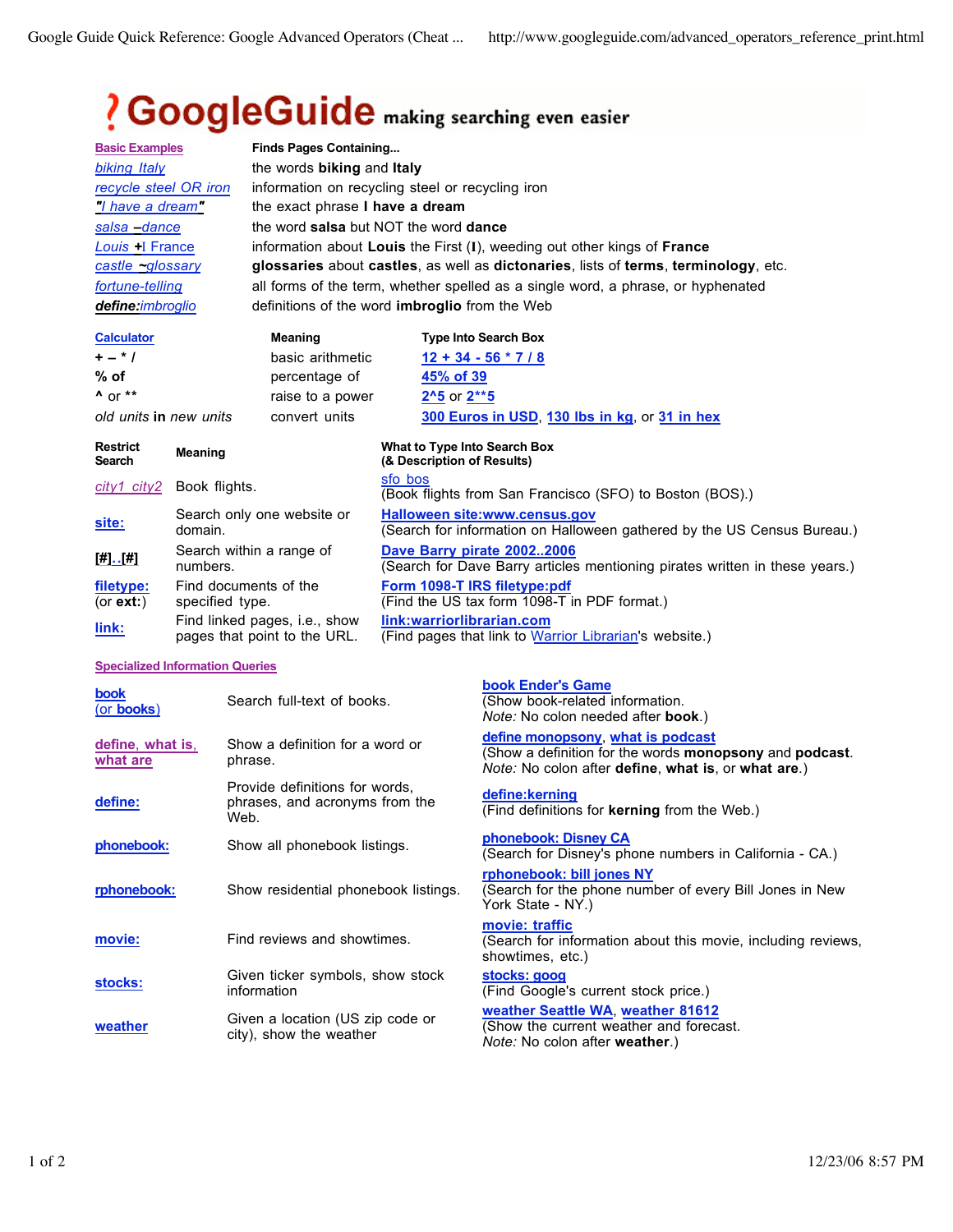# GoogleGuide making searching even easier

| Basic Examples | Finds Pages Containing... |
|---|---|
| biking Italy | the words **biking** and **Italy** |
| recycle steel OR iron | information on recycling steel or recycling iron |
| "I have a dream" | the exact phrase **I have a dream** |
| salsa –dance | the word **salsa** but NOT the word **dance** |
| Louis +I France | information about **Louis** the First (**I**), weeding out other kings of **France** |
| castle ~glossary | **glossaries** about **castles**, as well as **dictonaries**, lists of **terms**, **terminology**, etc. |
| fortune-telling | all forms of the term, whether spelled as a single word, a phrase, or hyphenated |
| **define:**imbroglio | definitions of the word **imbroglio** from the Web |

| Calculator | Meaning | Type Into Search Box |
|---|---|---|
| + – * / | basic arithmetic | 12 + 34 - 56 * 7 / 8 |
| % of | percentage of | 45% of 39 |
| ^ or ** | raise to a power | 2^5 or 2**5 |
| *old units* **in** *new units* | convert units | 300 Euros in USD, 130 lbs in kg, or 31 in hex |

| Restrict Search | Meaning | What to Type Into Search Box (& Description of Results) |
|---|---|---|
| city1 city2 | Book flights. | sfo bos (Book flights from San Francisco (SFO) to Boston (BOS).) |
| site: | Search only one website or domain. | Halloween site:www.census.gov (Search for information on Halloween gathered by the US Census Bureau.) |
| [#]..[#] | Search within a range of numbers. | Dave Barry pirate 2002..2006 (Search for Dave Barry articles mentioning pirates written in these years.) |
| filetype: (or **ext:**) | Find documents of the specified type. | Form 1098-T IRS filetype:pdf (Find the US tax form 1098-T in PDF format.) |
| link: | Find linked pages, i.e., show pages that point to the URL. | link:warriorlibrarian.com (Find pages that link to Warrior Librarian's website.) |

## Specialized Information Queries

| | | |
|---|---|---|
| book (or **books**) | Search full-text of books. | book Ender's Game (Show book-related information. *Note:* No colon needed after **book**.) |
| define, what is, what are | Show a definition for a word or phrase. | define monopsony, what is podcast (Show a definition for the words **monopsony** and **podcast**. *Note:* No colon after **define**, **what is**, or **what are**.) |
| define: | Provide definitions for words, phrases, and acronyms from the Web. | define:kerning (Find definitions for **kerning** from the Web.) |
| phonebook: | Show all phonebook listings. | phonebook: Disney CA (Search for Disney's phone numbers in California - CA.) |
| rphonebook: | Show residential phonebook listings. | rphonebook: bill jones NY (Search for the phone number of every Bill Jones in New York State - NY.) |
| movie: | Find reviews and showtimes. | movie: traffic (Search for information about this movie, including reviews, showtimes, etc.) |
| stocks: | Given ticker symbols, show stock information | stocks: goog (Find Google's current stock price.) |
| weather | Given a location (US zip code or city), show the weather | weather Seattle WA, weather 81612 (Show the current weather and forecast. *Note:* No colon after **weather**.) |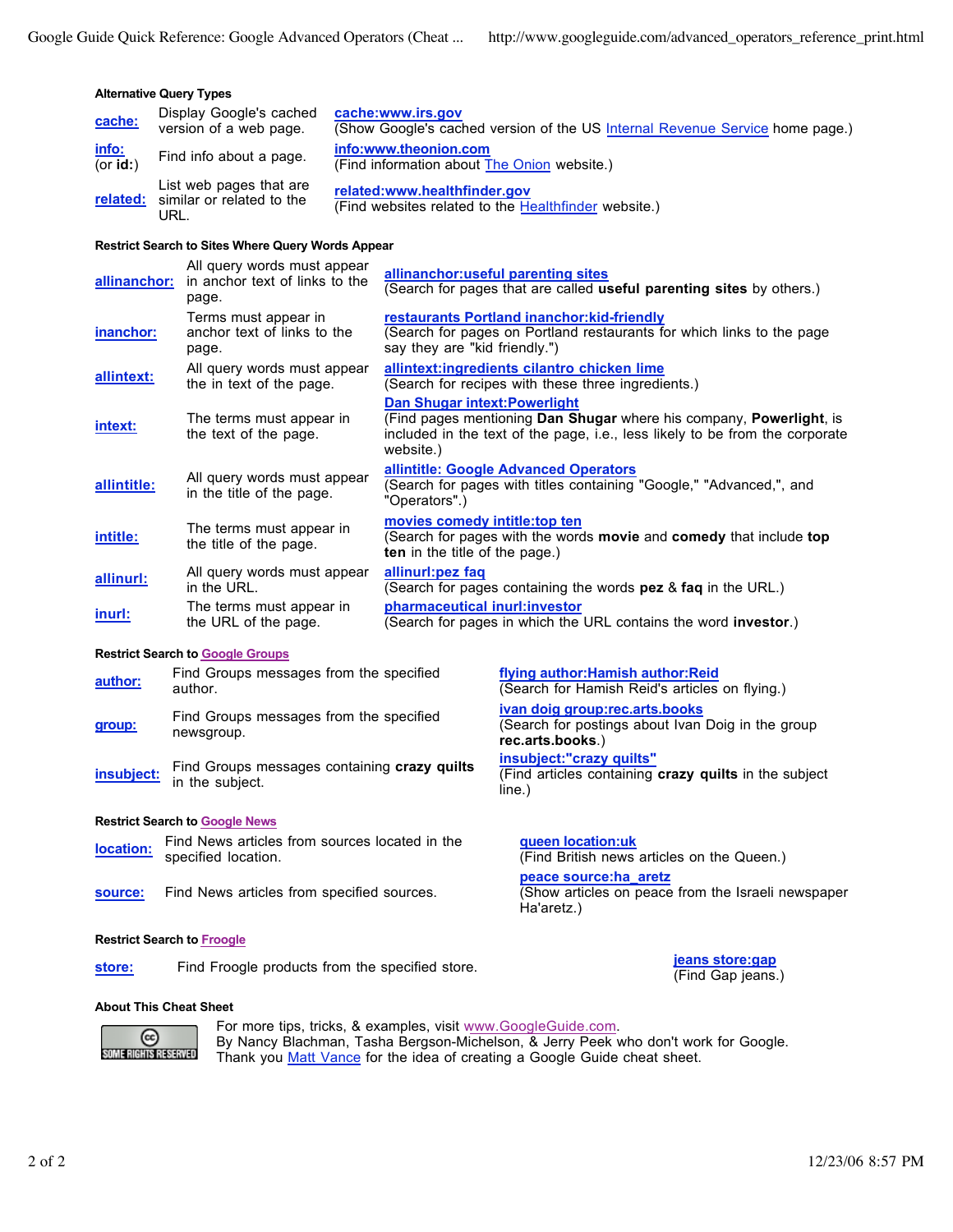**Alternative Query Types**

| | | |
|---|---|---|
| **cache:** | Display Google's cached version of a web page. | **cache:www.irs.gov**<br>(Show Google's cached version of the US Internal Revenue Service home page.) |
| **info:**<br>(or **id:**) | Find info about a page. | **info:www.theonion.com**<br>(Find information about The Onion website.) |
| **related:** | List web pages that are similar or related to the URL. | **related:www.healthfinder.gov**<br>(Find websites related to the Healthfinder website.) |

**Restrict Search to Sites Where Query Words Appear**

| | | |
|---|---|---|
| **allinanchor:** | All query words must appear in anchor text of links to the page. | **allinanchor:useful parenting sites**<br>(Search for pages that are called **useful parenting sites** by others.) |
| **inanchor:** | Terms must appear in anchor text of links to the page. | **restaurants Portland inanchor:kid-friendly**<br>(Search for pages on Portland restaurants for which links to the page say they are "kid friendly.") |
| **allintext:** | All query words must appear the in text of the page. | **allintext:ingredients cilantro chicken lime**<br>(Search for recipes with these three ingredients.) |
| **intext:** | The terms must appear in the text of the page. | **Dan Shugar intext:Powerlight**<br>(Find pages mentioning **Dan Shugar** where his company, **Powerlight**, is included in the text of the page, i.e., less likely to be from the corporate website.) |
| **allintitle:** | All query words must appear in the title of the page. | **allintitle: Google Advanced Operators**<br>(Search for pages with titles containing "Google," "Advanced,", and "Operators".) |
| **intitle:** | The terms must appear in the title of the page. | **movies comedy intitle:top ten**<br>(Search for pages with the words **movie** and **comedy** that include **top ten** in the title of the page.) |
| **allinurl:** | All query words must appear in the URL. | **allinurl:pez faq**<br>(Search for pages containing the words **pez** & **faq** in the URL.) |
| **inurl:** | The terms must appear in the URL of the page. | **pharmaceutical inurl:investor**<br>(Search for pages in which the URL contains the word **investor**.) |

**Restrict Search to Google Groups**

| | | |
|---|---|---|
| **author:** | Find Groups messages from the specified author. | **flying author:Hamish author:Reid**<br>(Search for Hamish Reid's articles on flying.) |
| **group:** | Find Groups messages from the specified newsgroup. | **ivan doig group:rec.arts.books**<br>(Search for postings about Ivan Doig in the group **rec.arts.books**.) |
| **insubject:** | Find Groups messages containing **crazy quilts** in the subject. | **insubject:"crazy quilts"**<br>(Find articles containing **crazy quilts** in the subject line.) |

**Restrict Search to Google News**

| | | |
|---|---|---|
| **location:** | Find News articles from sources located in the specified location. | **queen location:uk**<br>(Find British news articles on the Queen.) |
| **source:** | Find News articles from specified sources. | **peace source:ha_aretz**<br>(Show articles on peace from the Israeli newspaper Ha'aretz.) |

**Restrict Search to Froogle**

| | | |
|---|---|---|
| **store:** | Find Froogle products from the specified store. | **jeans store:gap**<br>(Find Gap jeans.) |

**About This Cheat Sheet**

SOME RIGHTS RESERVED

For more tips, tricks, & examples, visit www.GoogleGuide.com.
By Nancy Blachman, Tasha Bergson-Michelson, & Jerry Peek who don't work for Google.
Thank you Matt Vance for the idea of creating a Google Guide cheat sheet.